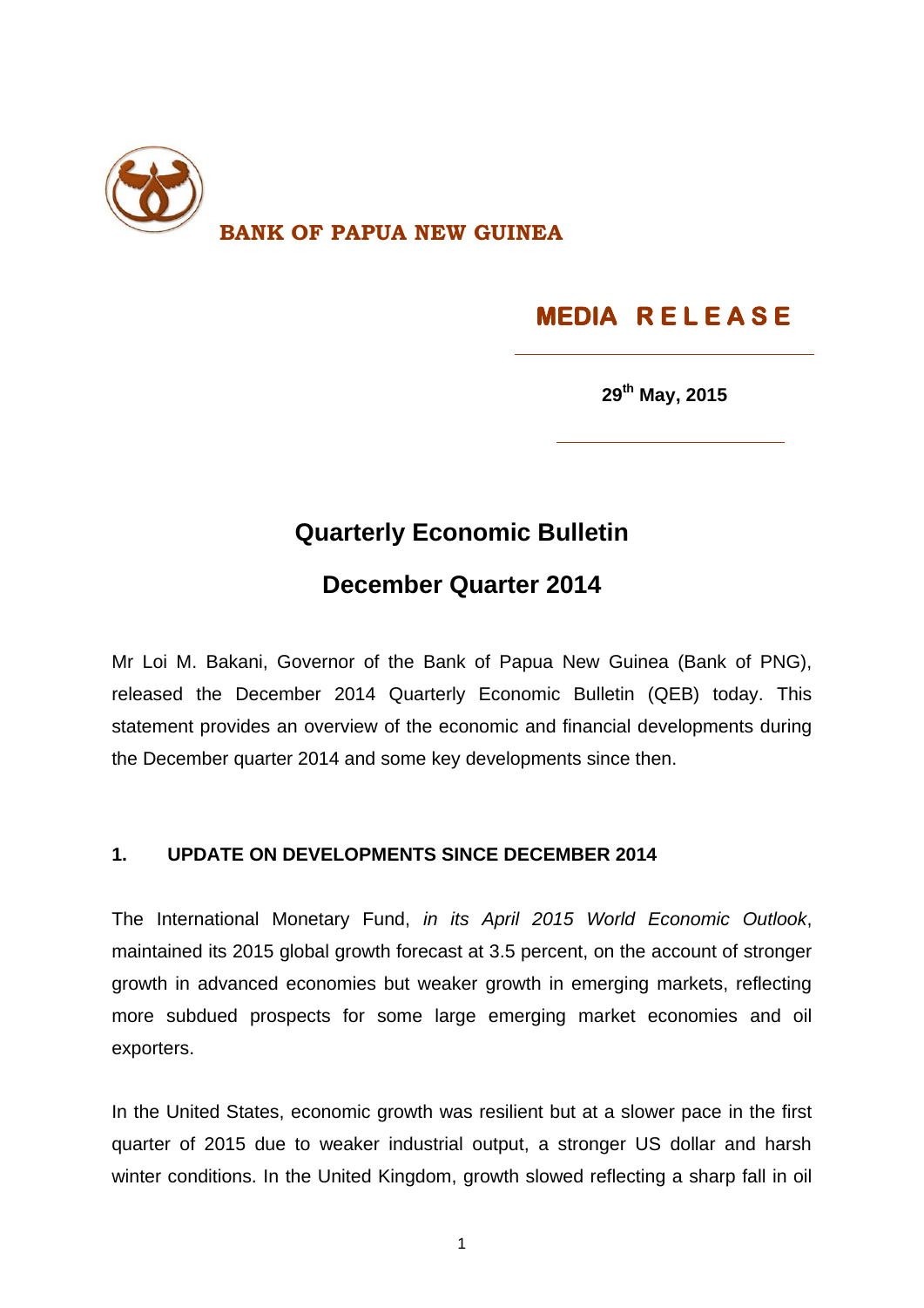**BANK OF PAPUA NEW GUINEA**

**MEDIA RELEASE**

**29th May, 2015**

# Quarterly Economic Bulletin

# December Quarter 2014

Mr Loi M. Bakani, Governor of the Bank of Papua New Guinea (Bank of PNG), released the December 2014 Quarterly Economic Bulletin (QEB) today. This statement provides an overview of the economic and financial developments during the December quarter 2014 and some key developments since then.

## 1. UPDATE ON DEVELOPMENTS SINCE DECEMBER 2014

The International Monetary Fund, *in its April 2015 World Economic Outlook*, maintained its 2015 global growth forecast at 3.5 percent, on the account of stronger growth in advanced economies but weaker growth in emerging markets, reflecting more subdued prospects for some large emerging market economies and oil exporters.

In the United States, economic growth was resilient but at a slower pace in the first quarter of 2015 due to weaker industrial output, a stronger US dollar and harsh winter conditions. In the United Kingdom, growth slowed reflecting a sharp fall in oil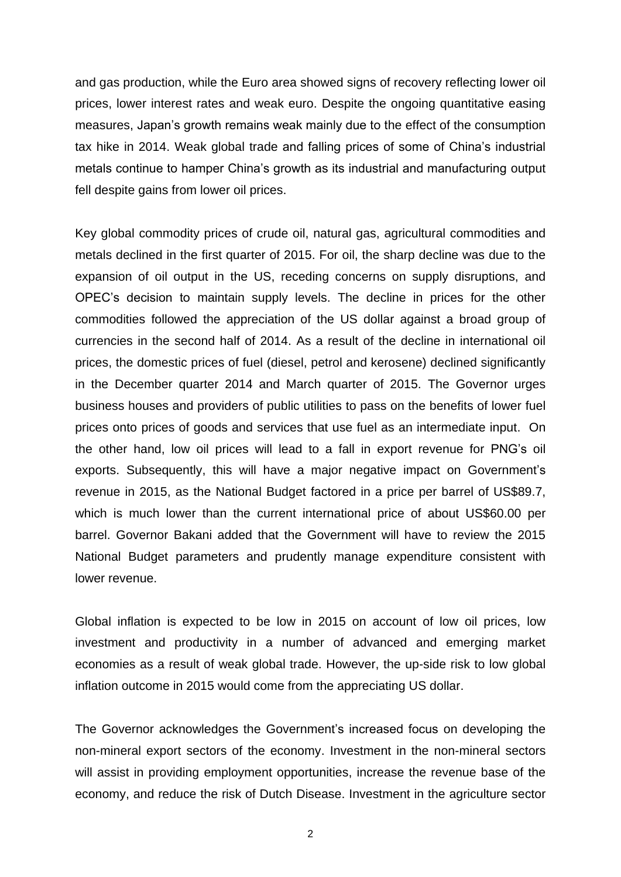and gas production, while the Euro area showed signs of recovery reflecting lower oil prices, lower interest rates and weak euro. Despite the ongoing quantitative easing measures, Japan's growth remains weak mainly due to the effect of the consumption tax hike in 2014. Weak global trade and falling prices of some of China's industrial metals continue to hamper China's growth as its industrial and manufacturing output fell despite gains from lower oil prices.

Key global commodity prices of crude oil, natural gas, agricultural commodities and metals declined in the first quarter of 2015. For oil, the sharp decline was due to the expansion of oil output in the US, receding concerns on supply disruptions, and OPEC's decision to maintain supply levels. The decline in prices for the other commodities followed the appreciation of the US dollar against a broad group of currencies in the second half of 2014. As a result of the decline in international oil prices, the domestic prices of fuel (diesel, petrol and kerosene) declined significantly in the December quarter 2014 and March quarter of 2015. The Governor urges business houses and providers of public utilities to pass on the benefits of lower fuel prices onto prices of goods and services that use fuel as an intermediate input. On the other hand, low oil prices will lead to a fall in export revenue for PNG's oil exports. Subsequently, this will have a major negative impact on Government's revenue in 2015, as the National Budget factored in a price per barrel of US$89.7, which is much lower than the current international price of about US$60.00 per barrel. Governor Bakani added that the Government will have to review the 2015 National Budget parameters and prudently manage expenditure consistent with lower revenue.

Global inflation is expected to be low in 2015 on account of low oil prices, low investment and productivity in a number of advanced and emerging market economies as a result of weak global trade. However, the up-side risk to low global inflation outcome in 2015 would come from the appreciating US dollar.

The Governor acknowledges the Government's increased focus on developing the non-mineral export sectors of the economy. Investment in the non-mineral sectors will assist in providing employment opportunities, increase the revenue base of the economy, and reduce the risk of Dutch Disease. Investment in the agriculture sector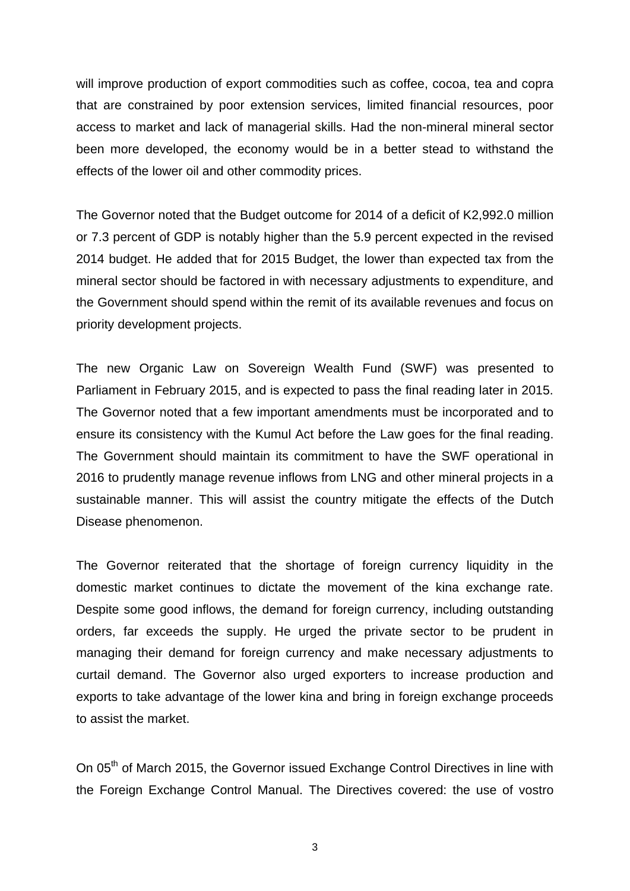will improve production of export commodities such as coffee, cocoa, tea and copra that are constrained by poor extension services, limited financial resources, poor access to market and lack of managerial skills. Had the non-mineral mineral sector been more developed, the economy would be in a better stead to withstand the effects of the lower oil and other commodity prices.

The Governor noted that the Budget outcome for 2014 of a deficit of K2,992.0 million or 7.3 percent of GDP is notably higher than the 5.9 percent expected in the revised 2014 budget. He added that for 2015 Budget, the lower than expected tax from the mineral sector should be factored in with necessary adjustments to expenditure, and the Government should spend within the remit of its available revenues and focus on priority development projects.

The new Organic Law on Sovereign Wealth Fund (SWF) was presented to Parliament in February 2015, and is expected to pass the final reading later in 2015. The Governor noted that a few important amendments must be incorporated and to ensure its consistency with the Kumul Act before the Law goes for the final reading. The Government should maintain its commitment to have the SWF operational in 2016 to prudently manage revenue inflows from LNG and other mineral projects in a sustainable manner. This will assist the country mitigate the effects of the Dutch Disease phenomenon.

The Governor reiterated that the shortage of foreign currency liquidity in the domestic market continues to dictate the movement of the kina exchange rate. Despite some good inflows, the demand for foreign currency, including outstanding orders, far exceeds the supply. He urged the private sector to be prudent in managing their demand for foreign currency and make necessary adjustments to curtail demand. The Governor also urged exporters to increase production and exports to take advantage of the lower kina and bring in foreign exchange proceeds to assist the market.

On 05th of March 2015, the Governor issued Exchange Control Directives in line with the Foreign Exchange Control Manual. The Directives covered: the use of vostro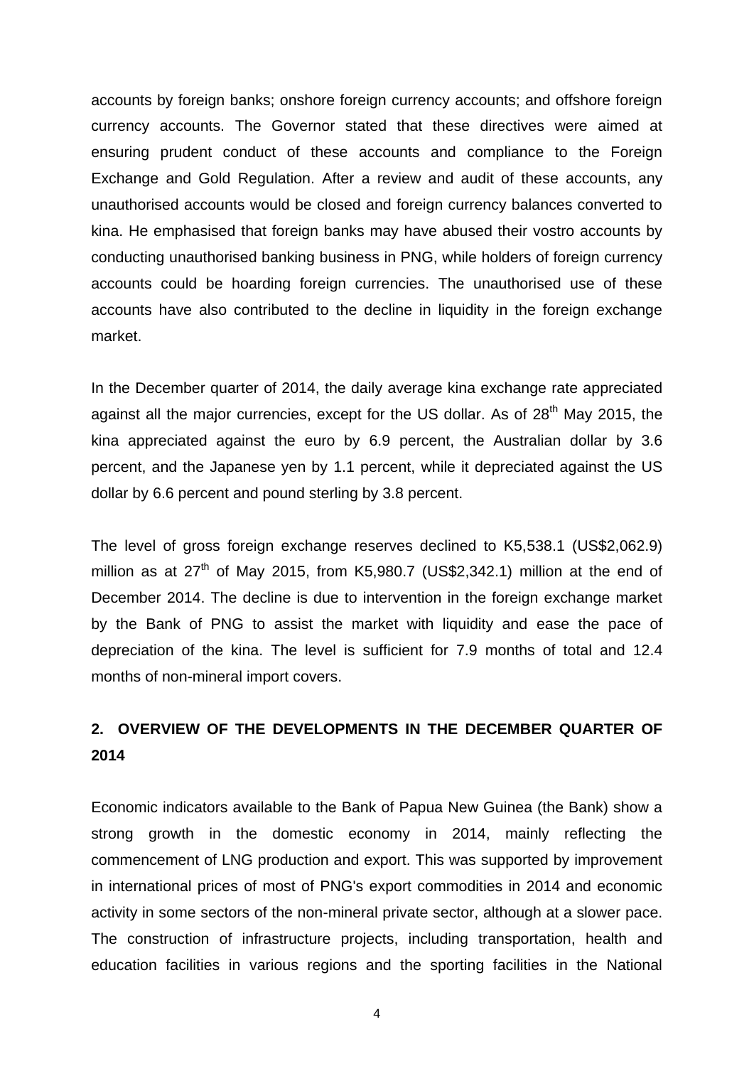accounts by foreign banks; onshore foreign currency accounts; and offshore foreign currency accounts. The Governor stated that these directives were aimed at ensuring prudent conduct of these accounts and compliance to the Foreign Exchange and Gold Regulation. After a review and audit of these accounts, any unauthorised accounts would be closed and foreign currency balances converted to kina. He emphasised that foreign banks may have abused their vostro accounts by conducting unauthorised banking business in PNG, while holders of foreign currency accounts could be hoarding foreign currencies. The unauthorised use of these accounts have also contributed to the decline in liquidity in the foreign exchange market.

In the December quarter of 2014, the daily average kina exchange rate appreciated against all the major currencies, except for the US dollar. As of 28$^{th}$ May 2015, the kina appreciated against the euro by 6.9 percent, the Australian dollar by 3.6 percent, and the Japanese yen by 1.1 percent, while it depreciated against the US dollar by 6.6 percent and pound sterling by 3.8 percent.

The level of gross foreign exchange reserves declined to K5,538.1 (US$2,062.9) million as at 27$^{th}$ of May 2015, from K5,980.7 (US$2,342.1) million at the end of December 2014. The decline is due to intervention in the foreign exchange market by the Bank of PNG to assist the market with liquidity and ease the pace of depreciation of the kina. The level is sufficient for 7.9 months of total and 12.4 months of non-mineral import covers.

## 2. OVERVIEW OF THE DEVELOPMENTS IN THE DECEMBER QUARTER OF 2014

Economic indicators available to the Bank of Papua New Guinea (the Bank) show a strong growth in the domestic economy in 2014, mainly reflecting the commencement of LNG production and export. This was supported by improvement in international prices of most of PNG's export commodities in 2014 and economic activity in some sectors of the non-mineral private sector, although at a slower pace. The construction of infrastructure projects, including transportation, health and education facilities in various regions and the sporting facilities in the National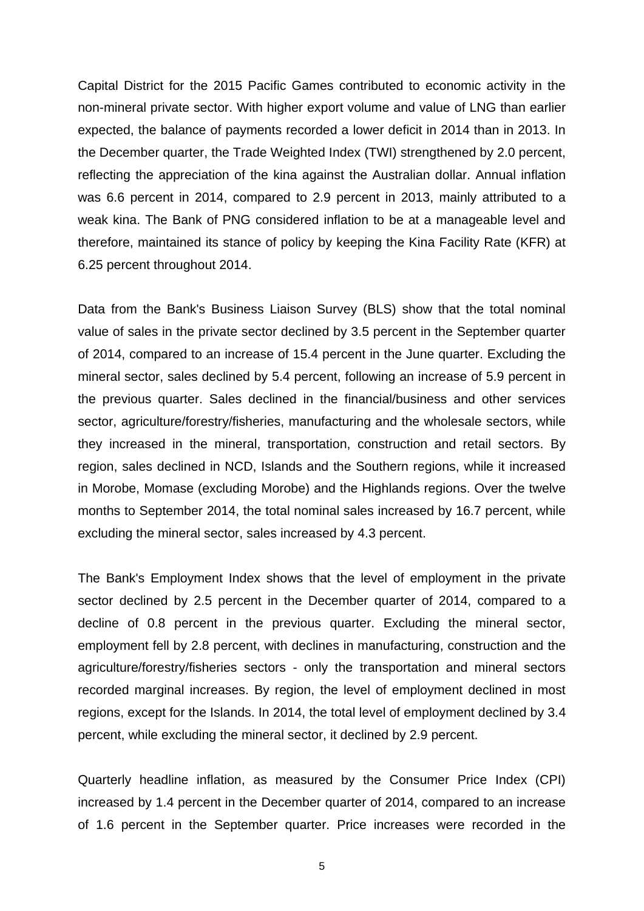Capital District for the 2015 Pacific Games contributed to economic activity in the non-mineral private sector. With higher export volume and value of LNG than earlier expected, the balance of payments recorded a lower deficit in 2014 than in 2013. In the December quarter, the Trade Weighted Index (TWI) strengthened by 2.0 percent, reflecting the appreciation of the kina against the Australian dollar. Annual inflation was 6.6 percent in 2014, compared to 2.9 percent in 2013, mainly attributed to a weak kina. The Bank of PNG considered inflation to be at a manageable level and therefore, maintained its stance of policy by keeping the Kina Facility Rate (KFR) at 6.25 percent throughout 2014.

Data from the Bank's Business Liaison Survey (BLS) show that the total nominal value of sales in the private sector declined by 3.5 percent in the September quarter of 2014, compared to an increase of 15.4 percent in the June quarter. Excluding the mineral sector, sales declined by 5.4 percent, following an increase of 5.9 percent in the previous quarter. Sales declined in the financial/business and other services sector, agriculture/forestry/fisheries, manufacturing and the wholesale sectors, while they increased in the mineral, transportation, construction and retail sectors. By region, sales declined in NCD, Islands and the Southern regions, while it increased in Morobe, Momase (excluding Morobe) and the Highlands regions. Over the twelve months to September 2014, the total nominal sales increased by 16.7 percent, while excluding the mineral sector, sales increased by 4.3 percent.

The Bank's Employment Index shows that the level of employment in the private sector declined by 2.5 percent in the December quarter of 2014, compared to a decline of 0.8 percent in the previous quarter. Excluding the mineral sector, employment fell by 2.8 percent, with declines in manufacturing, construction and the agriculture/forestry/fisheries sectors - only the transportation and mineral sectors recorded marginal increases. By region, the level of employment declined in most regions, except for the Islands. In 2014, the total level of employment declined by 3.4 percent, while excluding the mineral sector, it declined by 2.9 percent.

Quarterly headline inflation, as measured by the Consumer Price Index (CPI) increased by 1.4 percent in the December quarter of 2014, compared to an increase of 1.6 percent in the September quarter. Price increases were recorded in the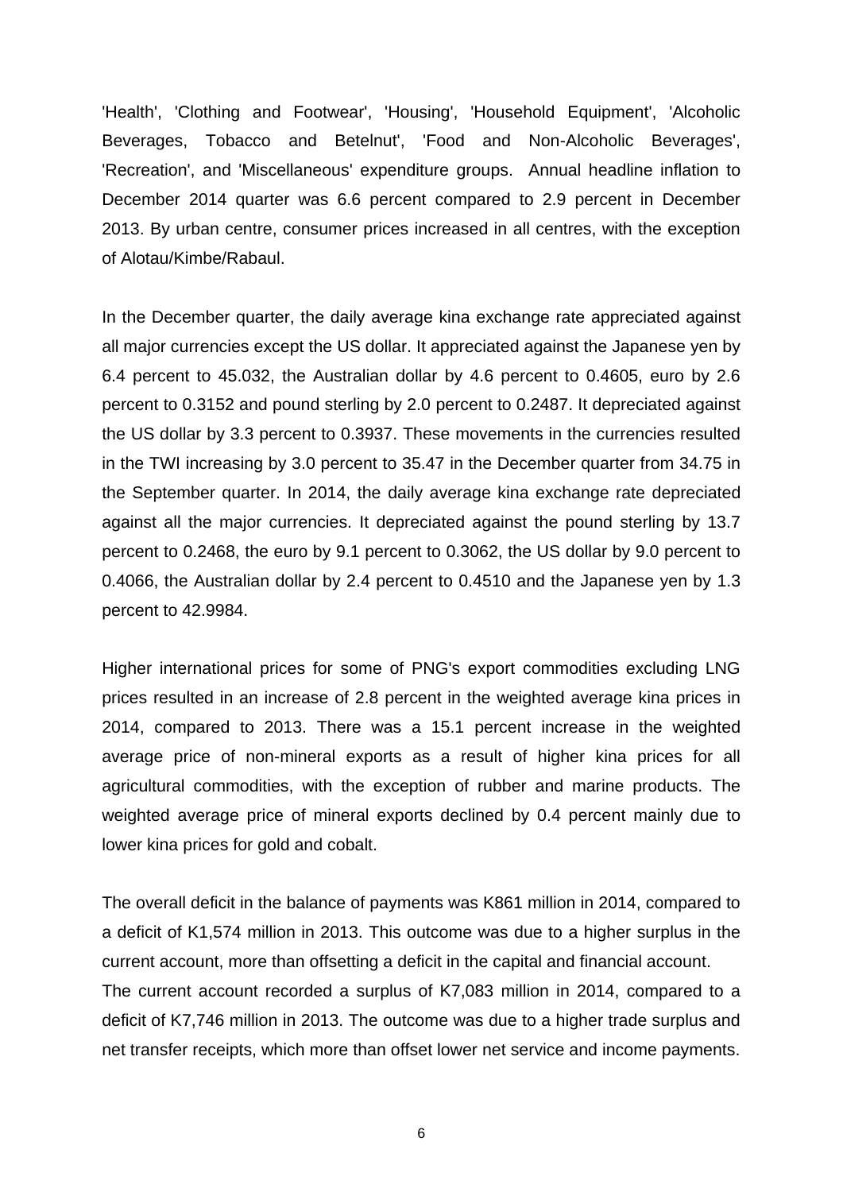'Health', 'Clothing and Footwear', 'Housing', 'Household Equipment', 'Alcoholic Beverages, Tobacco and Betelnut', 'Food and Non-Alcoholic Beverages', 'Recreation', and 'Miscellaneous' expenditure groups. Annual headline inflation to December 2014 quarter was 6.6 percent compared to 2.9 percent in December 2013. By urban centre, consumer prices increased in all centres, with the exception of Alotau/Kimbe/Rabaul.

In the December quarter, the daily average kina exchange rate appreciated against all major currencies except the US dollar. It appreciated against the Japanese yen by 6.4 percent to 45.032, the Australian dollar by 4.6 percent to 0.4605, euro by 2.6 percent to 0.3152 and pound sterling by 2.0 percent to 0.2487. It depreciated against the US dollar by 3.3 percent to 0.3937. These movements in the currencies resulted in the TWI increasing by 3.0 percent to 35.47 in the December quarter from 34.75 in the September quarter. In 2014, the daily average kina exchange rate depreciated against all the major currencies. It depreciated against the pound sterling by 13.7 percent to 0.2468, the euro by 9.1 percent to 0.3062, the US dollar by 9.0 percent to 0.4066, the Australian dollar by 2.4 percent to 0.4510 and the Japanese yen by 1.3 percent to 42.9984.

Higher international prices for some of PNG's export commodities excluding LNG prices resulted in an increase of 2.8 percent in the weighted average kina prices in 2014, compared to 2013. There was a 15.1 percent increase in the weighted average price of non-mineral exports as a result of higher kina prices for all agricultural commodities, with the exception of rubber and marine products. The weighted average price of mineral exports declined by 0.4 percent mainly due to lower kina prices for gold and cobalt.

The overall deficit in the balance of payments was K861 million in 2014, compared to a deficit of K1,574 million in 2013. This outcome was due to a higher surplus in the current account, more than offsetting a deficit in the capital and financial account.
The current account recorded a surplus of K7,083 million in 2014, compared to a deficit of K7,746 million in 2013. The outcome was due to a higher trade surplus and net transfer receipts, which more than offset lower net service and income payments.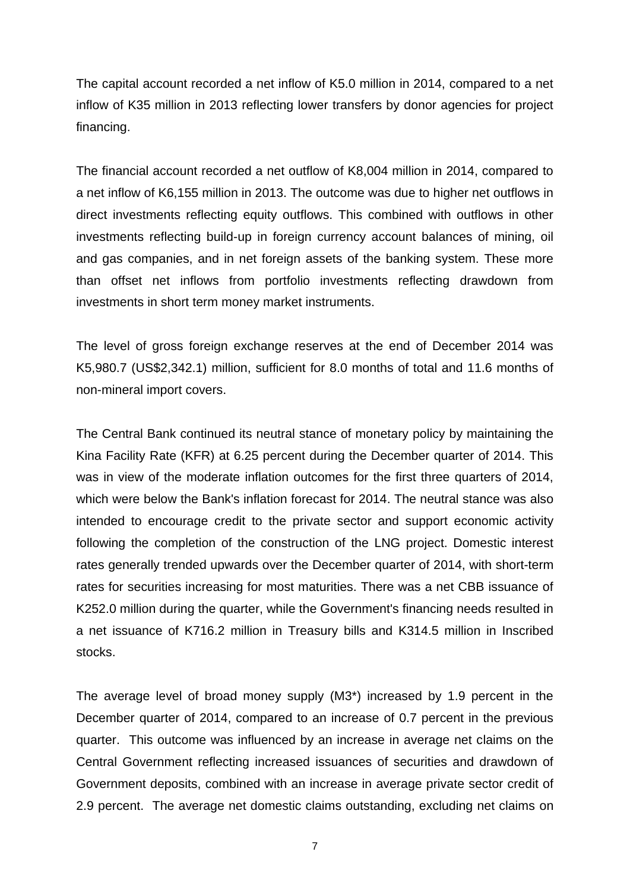The capital account recorded a net inflow of K5.0 million in 2014, compared to a net inflow of K35 million in 2013 reflecting lower transfers by donor agencies for project financing.

The financial account recorded a net outflow of K8,004 million in 2014, compared to a net inflow of K6,155 million in 2013. The outcome was due to higher net outflows in direct investments reflecting equity outflows. This combined with outflows in other investments reflecting build-up in foreign currency account balances of mining, oil and gas companies, and in net foreign assets of the banking system. These more than offset net inflows from portfolio investments reflecting drawdown from investments in short term money market instruments.

The level of gross foreign exchange reserves at the end of December 2014 was K5,980.7 (US$2,342.1) million, sufficient for 8.0 months of total and 11.6 months of non-mineral import covers.

The Central Bank continued its neutral stance of monetary policy by maintaining the Kina Facility Rate (KFR) at 6.25 percent during the December quarter of 2014. This was in view of the moderate inflation outcomes for the first three quarters of 2014, which were below the Bank's inflation forecast for 2014. The neutral stance was also intended to encourage credit to the private sector and support economic activity following the completion of the construction of the LNG project. Domestic interest rates generally trended upwards over the December quarter of 2014, with short-term rates for securities increasing for most maturities. There was a net CBB issuance of K252.0 million during the quarter, while the Government's financing needs resulted in a net issuance of K716.2 million in Treasury bills and K314.5 million in Inscribed stocks.

The average level of broad money supply (M3*) increased by 1.9 percent in the December quarter of 2014, compared to an increase of 0.7 percent in the previous quarter. This outcome was influenced by an increase in average net claims on the Central Government reflecting increased issuances of securities and drawdown of Government deposits, combined with an increase in average private sector credit of 2.9 percent. The average net domestic claims outstanding, excluding net claims on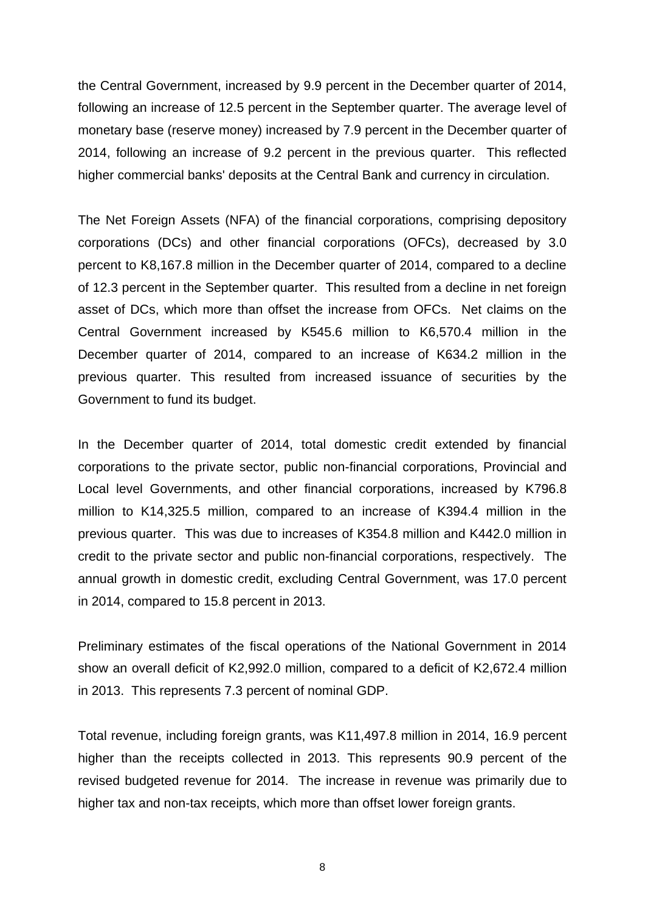the Central Government, increased by 9.9 percent in the December quarter of 2014, following an increase of 12.5 percent in the September quarter. The average level of monetary base (reserve money) increased by 7.9 percent in the December quarter of 2014, following an increase of 9.2 percent in the previous quarter. This reflected higher commercial banks' deposits at the Central Bank and currency in circulation.

The Net Foreign Assets (NFA) of the financial corporations, comprising depository corporations (DCs) and other financial corporations (OFCs), decreased by 3.0 percent to K8,167.8 million in the December quarter of 2014, compared to a decline of 12.3 percent in the September quarter. This resulted from a decline in net foreign asset of DCs, which more than offset the increase from OFCs. Net claims on the Central Government increased by K545.6 million to K6,570.4 million in the December quarter of 2014, compared to an increase of K634.2 million in the previous quarter. This resulted from increased issuance of securities by the Government to fund its budget.

In the December quarter of 2014, total domestic credit extended by financial corporations to the private sector, public non-financial corporations, Provincial and Local level Governments, and other financial corporations, increased by K796.8 million to K14,325.5 million, compared to an increase of K394.4 million in the previous quarter. This was due to increases of K354.8 million and K442.0 million in credit to the private sector and public non-financial corporations, respectively. The annual growth in domestic credit, excluding Central Government, was 17.0 percent in 2014, compared to 15.8 percent in 2013.

Preliminary estimates of the fiscal operations of the National Government in 2014 show an overall deficit of K2,992.0 million, compared to a deficit of K2,672.4 million in 2013. This represents 7.3 percent of nominal GDP.

Total revenue, including foreign grants, was K11,497.8 million in 2014, 16.9 percent higher than the receipts collected in 2013. This represents 90.9 percent of the revised budgeted revenue for 2014. The increase in revenue was primarily due to higher tax and non-tax receipts, which more than offset lower foreign grants.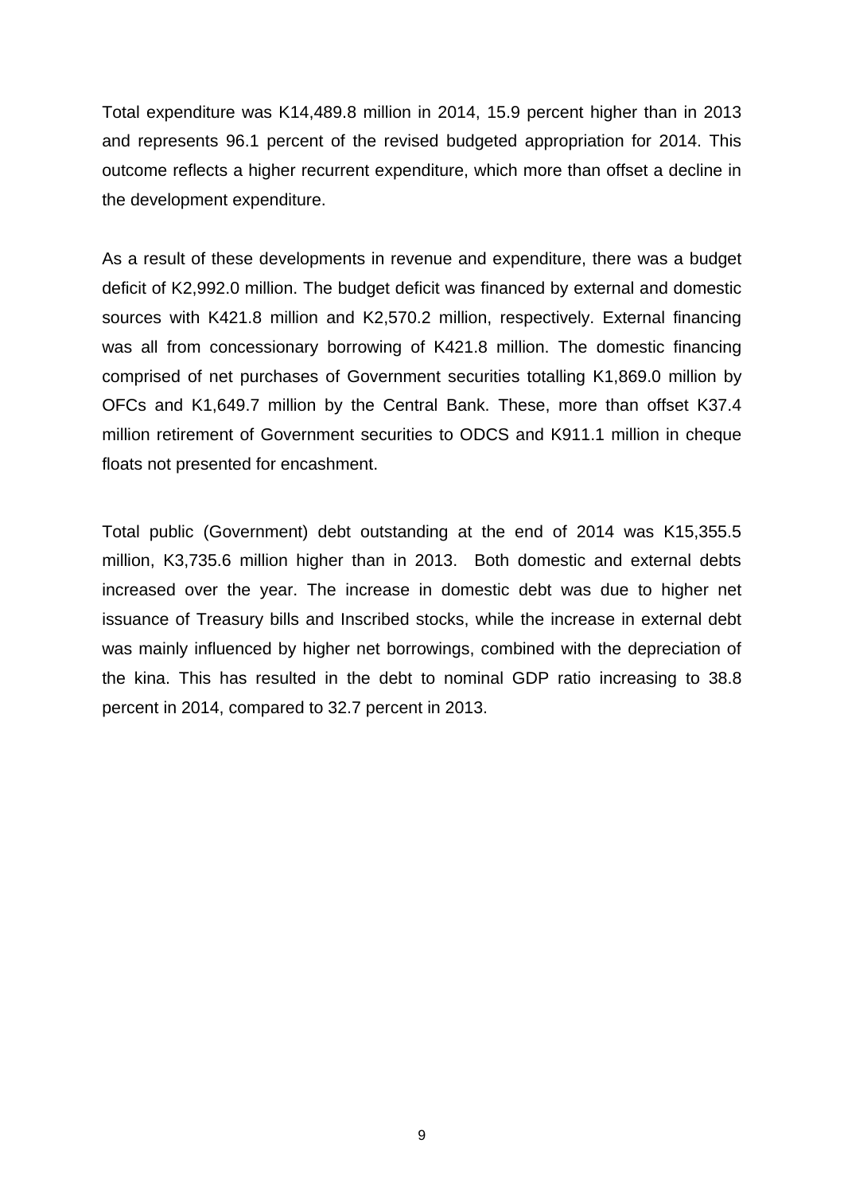Total expenditure was K14,489.8 million in 2014, 15.9 percent higher than in 2013 and represents 96.1 percent of the revised budgeted appropriation for 2014. This outcome reflects a higher recurrent expenditure, which more than offset a decline in the development expenditure.

As a result of these developments in revenue and expenditure, there was a budget deficit of K2,992.0 million. The budget deficit was financed by external and domestic sources with K421.8 million and K2,570.2 million, respectively. External financing was all from concessionary borrowing of K421.8 million. The domestic financing comprised of net purchases of Government securities totalling K1,869.0 million by OFCs and K1,649.7 million by the Central Bank. These, more than offset K37.4 million retirement of Government securities to ODCS and K911.1 million in cheque floats not presented for encashment.

Total public (Government) debt outstanding at the end of 2014 was K15,355.5 million, K3,735.6 million higher than in 2013. Both domestic and external debts increased over the year. The increase in domestic debt was due to higher net issuance of Treasury bills and Inscribed stocks, while the increase in external debt was mainly influenced by higher net borrowings, combined with the depreciation of the kina. This has resulted in the debt to nominal GDP ratio increasing to 38.8 percent in 2014, compared to 32.7 percent in 2013.